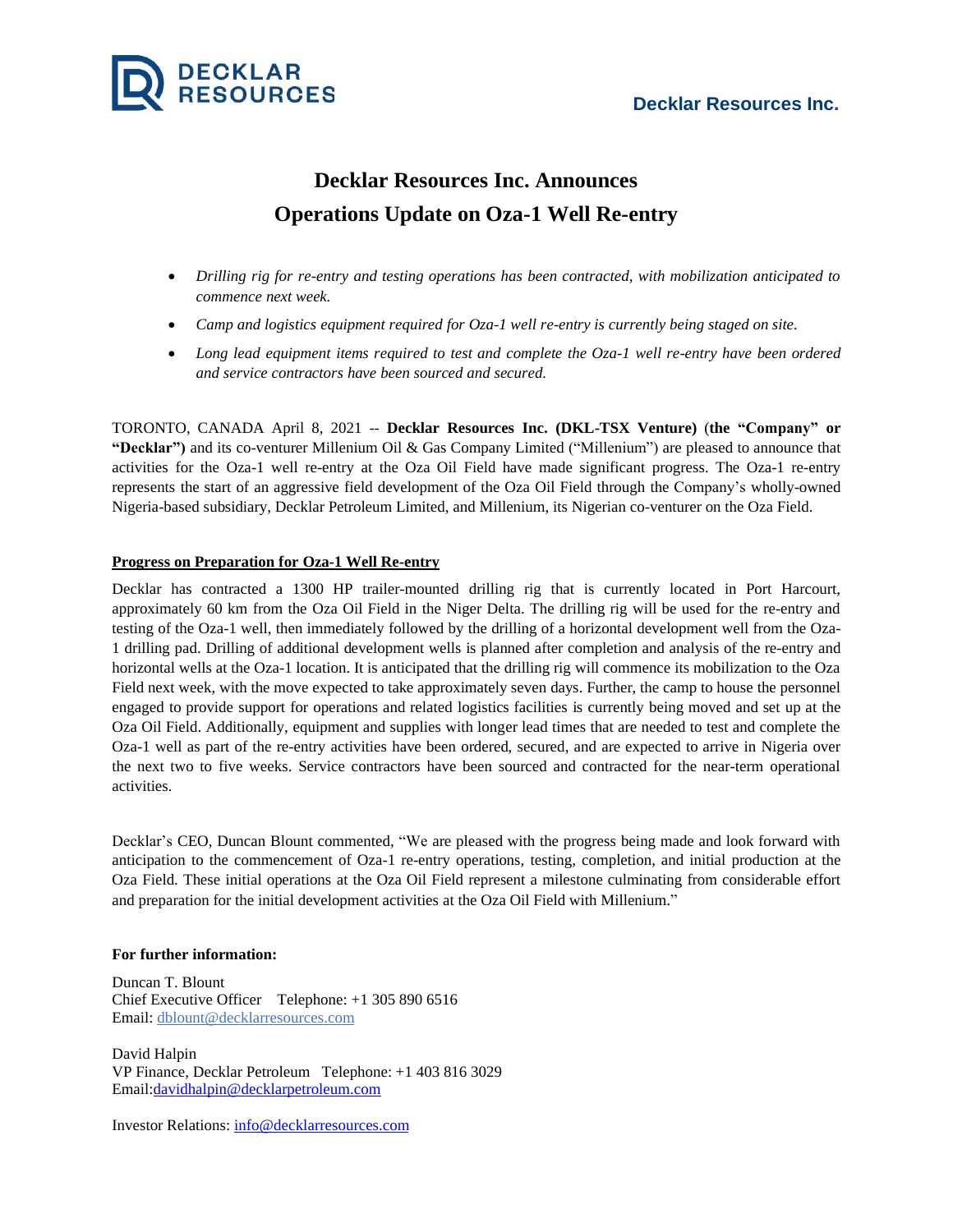**Decklar Resources Inc.**

# Decklar Resources Inc. Announces Operations Update on Oza-1 Well Re-entry

- *Drilling rig for re-entry and testing operations has been contracted, with mobilization anticipated to commence next week.*
- *Camp and logistics equipment required for Oza-1 well re-entry is currently being staged on site.*
- *Long lead equipment items required to test and complete the Oza-1 well re-entry have been ordered and service contractors have been sourced and secured.*

TORONTO, CANADA April 8, 2021 -- **Decklar Resources Inc. (DKL-TSX Venture)** (**the "Company" or "Decklar")** and its co-venturer Millenium Oil & Gas Company Limited ("Millenium") are pleased to announce that activities for the Oza-1 well re-entry at the Oza Oil Field have made significant progress. The Oza-1 re-entry represents the start of an aggressive field development of the Oza Oil Field through the Company's wholly-owned Nigeria-based subsidiary, Decklar Petroleum Limited, and Millenium, its Nigerian co-venturer on the Oza Field.

## Progress on Preparation for Oza-1 Well Re-entry

Decklar has contracted a 1300 HP trailer-mounted drilling rig that is currently located in Port Harcourt, approximately 60 km from the Oza Oil Field in the Niger Delta. The drilling rig will be used for the re-entry and testing of the Oza-1 well, then immediately followed by the drilling of a horizontal development well from the Oza-1 drilling pad. Drilling of additional development wells is planned after completion and analysis of the re-entry and horizontal wells at the Oza-1 location. It is anticipated that the drilling rig will commence its mobilization to the Oza Field next week, with the move expected to take approximately seven days. Further, the camp to house the personnel engaged to provide support for operations and related logistics facilities is currently being moved and set up at the Oza Oil Field. Additionally, equipment and supplies with longer lead times that are needed to test and complete the Oza-1 well as part of the re-entry activities have been ordered, secured, and are expected to arrive in Nigeria over the next two to five weeks. Service contractors have been sourced and contracted for the near-term operational activities.

Decklar's CEO, Duncan Blount commented, "We are pleased with the progress being made and look forward with anticipation to the commencement of Oza-1 re-entry operations, testing, completion, and initial production at the Oza Field. These initial operations at the Oza Oil Field represent a milestone culminating from considerable effort and preparation for the initial development activities at the Oza Oil Field with Millenium."

**For further information:**

Duncan T. Blount
Chief Executive Officer    Telephone: +1 305 890 6516
Email: dblount@decklarresources.com

David Halpin
VP Finance, Decklar Petroleum    Telephone: +1 403 816 3029
Email: davidhalpin@decklarpetroleum.com

Investor Relations: info@decklarresources.com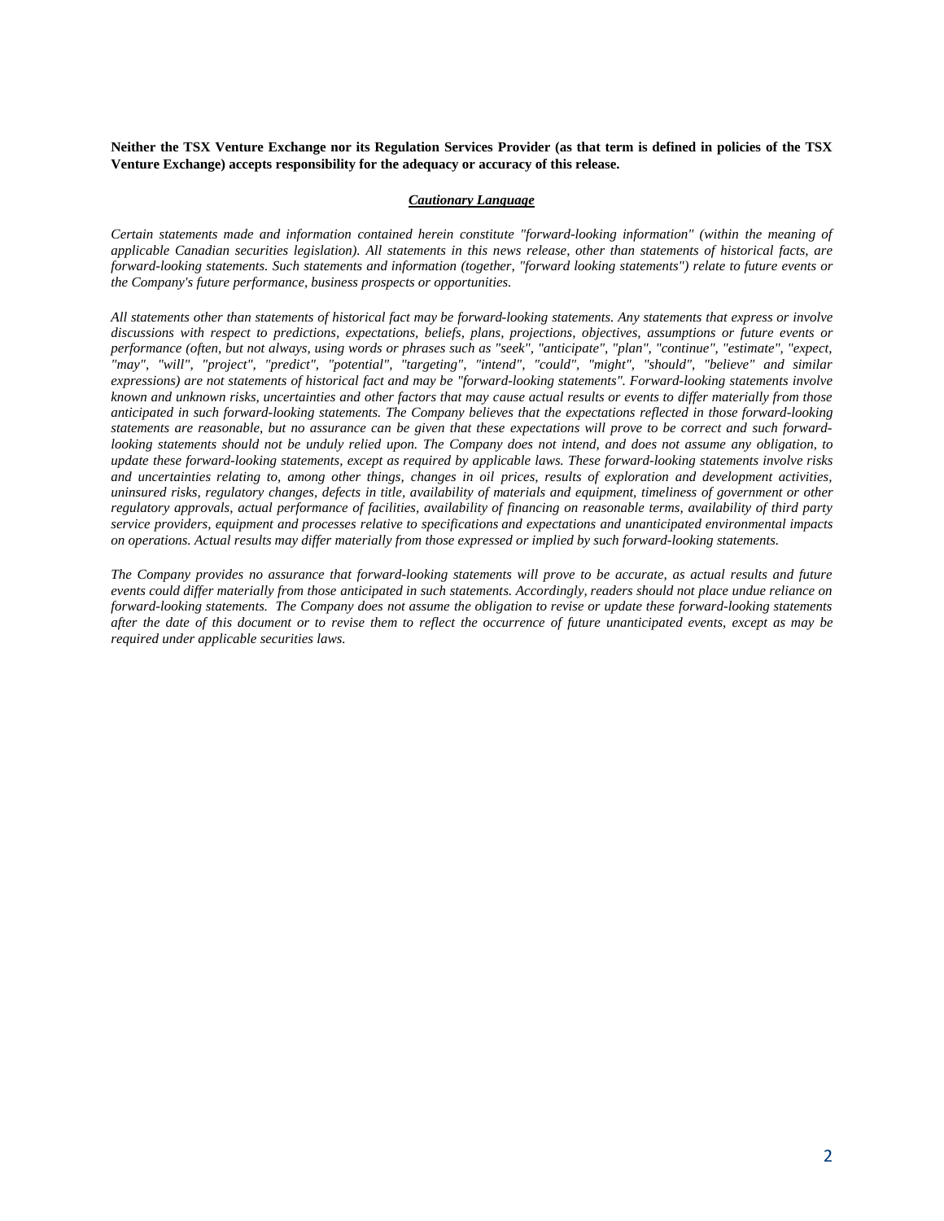**Neither the TSX Venture Exchange nor its Regulation Services Provider (as that term is defined in policies of the TSX Venture Exchange) accepts responsibility for the adequacy or accuracy of this release.**

***Cautionary Language***

*Certain statements made and information contained herein constitute "forward-looking information" (within the meaning of applicable Canadian securities legislation). All statements in this news release, other than statements of historical facts, are forward-looking statements. Such statements and information (together, "forward looking statements") relate to future events or the Company's future performance, business prospects or opportunities.*

*All statements other than statements of historical fact may be forward-looking statements. Any statements that express or involve discussions with respect to predictions, expectations, beliefs, plans, projections, objectives, assumptions or future events or performance (often, but not always, using words or phrases such as "seek", "anticipate", "plan", "continue", "estimate", "expect, "may", "will", "project", "predict", "potential", "targeting", "intend", "could", "might", "should", "believe" and similar expressions) are not statements of historical fact and may be "forward-looking statements". Forward-looking statements involve known and unknown risks, uncertainties and other factors that may cause actual results or events to differ materially from those anticipated in such forward-looking statements. The Company believes that the expectations reflected in those forward-looking statements are reasonable, but no assurance can be given that these expectations will prove to be correct and such forward-looking statements should not be unduly relied upon. The Company does not intend, and does not assume any obligation, to update these forward-looking statements, except as required by applicable laws. These forward-looking statements involve risks and uncertainties relating to, among other things, changes in oil prices, results of exploration and development activities, uninsured risks, regulatory changes, defects in title, availability of materials and equipment, timeliness of government or other regulatory approvals, actual performance of facilities, availability of financing on reasonable terms, availability of third party service providers, equipment and processes relative to specifications and expectations and unanticipated environmental impacts on operations. Actual results may differ materially from those expressed or implied by such forward-looking statements.*

*The Company provides no assurance that forward-looking statements will prove to be accurate, as actual results and future events could differ materially from those anticipated in such statements. Accordingly, readers should not place undue reliance on forward-looking statements. The Company does not assume the obligation to revise or update these forward-looking statements after the date of this document or to revise them to reflect the occurrence of future unanticipated events, except as may be required under applicable securities laws.*